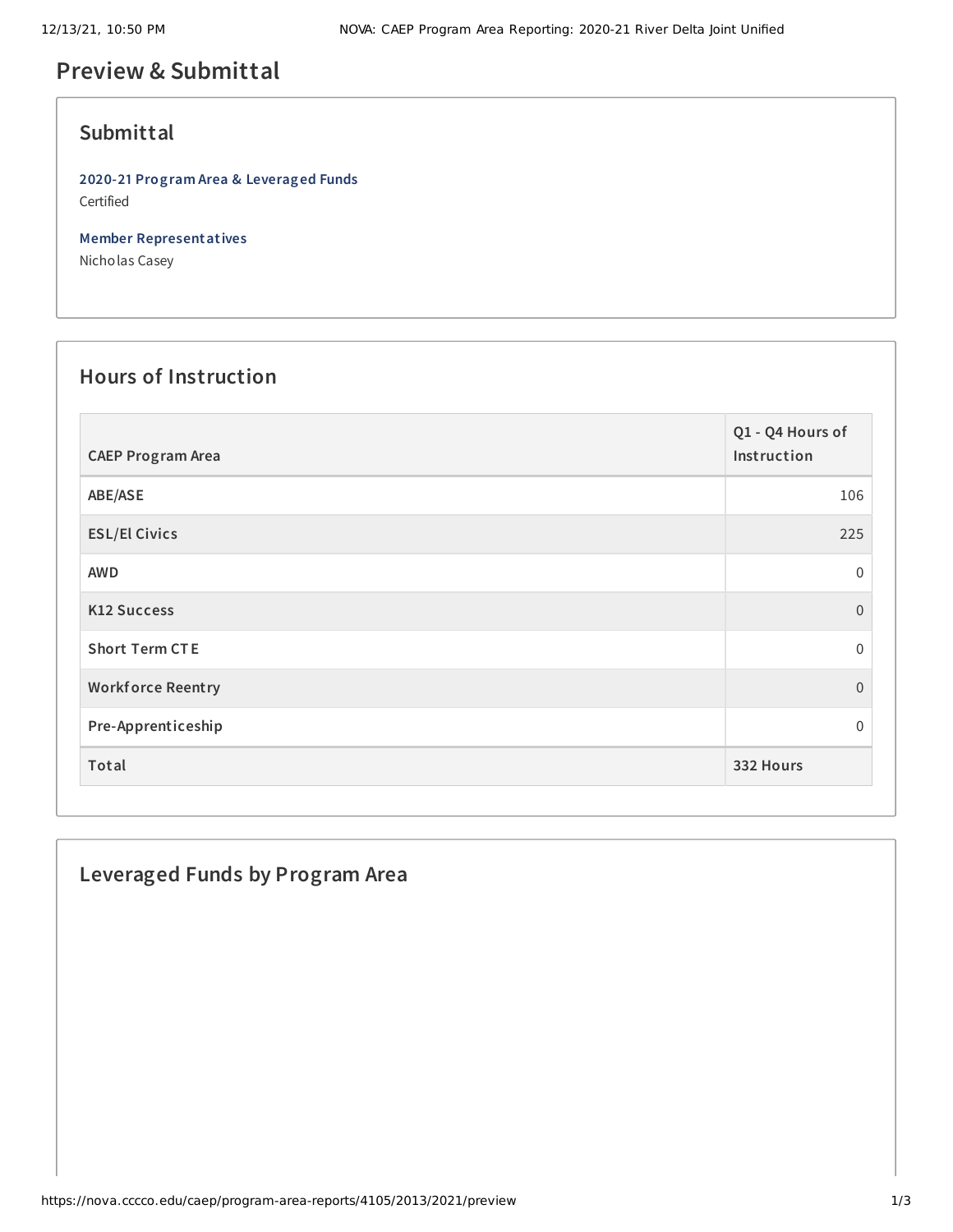# Preview & Submittal

## Submittal

**2020-21 Program Area & Leveraged Funds**
Certified

**Member Representatives**
Nicholas Casey

## Hours of Instruction

| CAEP Program Area | Q1 - Q4 Hours of Instruction |
|---|---|
| ABE/ASE | 106 |
| ESL/El Civics | 225 |
| AWD | 0 |
| K12 Success | 0 |
| Short Term CTE | 0 |
| Workforce Reentry | 0 |
| Pre-Apprenticeship | 0 |
| **Total** | **332 Hours** |

## Leveraged Funds by Program Area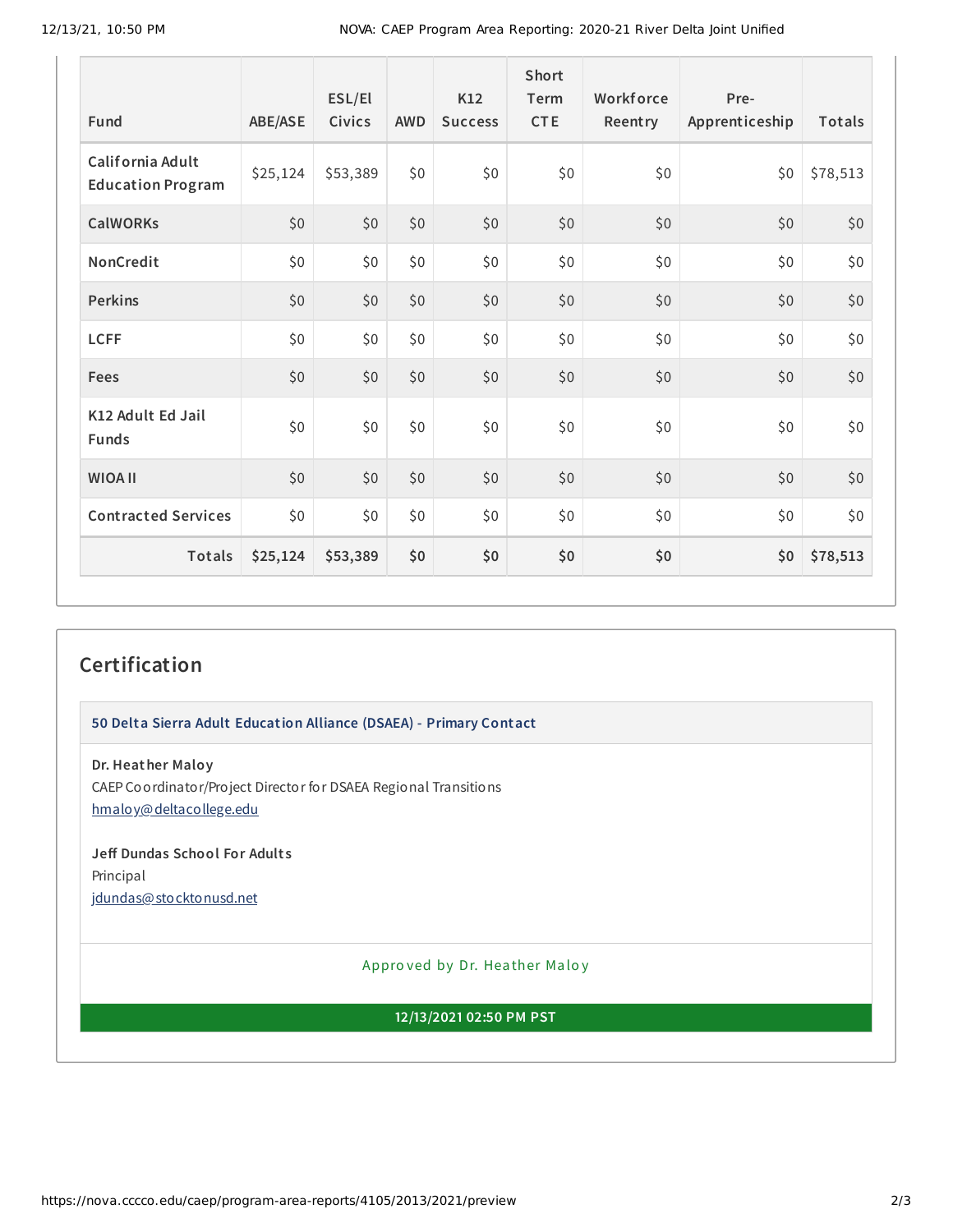| Fund | ABE/ASE | ESL/El Civics | AWD | K12 Success | Short Term CTE | Workforce Reentry | Pre-Apprenticeship | Totals |
|---|---|---|---|---|---|---|---|---|
| California Adult Education Program | $25,124 | $53,389 | $0 | $0 | $0 | $0 | $0 | $78,513 |
| CalWORKs | $0 | $0 | $0 | $0 | $0 | $0 | $0 | $0 |
| NonCredit | $0 | $0 | $0 | $0 | $0 | $0 | $0 | $0 |
| Perkins | $0 | $0 | $0 | $0 | $0 | $0 | $0 | $0 |
| LCFF | $0 | $0 | $0 | $0 | $0 | $0 | $0 | $0 |
| Fees | $0 | $0 | $0 | $0 | $0 | $0 | $0 | $0 |
| K12 Adult Ed Jail Funds | $0 | $0 | $0 | $0 | $0 | $0 | $0 | $0 |
| WIOA II | $0 | $0 | $0 | $0 | $0 | $0 | $0 | $0 |
| Contracted Services | $0 | $0 | $0 | $0 | $0 | $0 | $0 | $0 |
| **Totals** | **$25,124** | **$53,389** | **$0** | **$0** | **$0** | **$0** | **$0** | **$78,513** |

## Certification

### 50 Delta Sierra Adult Education Alliance (DSAEA) - Primary Contact

**Dr. Heather Maloy**
CAEP Coordinator/Project Director for DSAEA Regional Transitions
hmaloy@deltacollege.edu

**Jeff Dundas School For Adults**
Principal
jdundas@stocktonusd.net

Approved by Dr. Heather Maloy

**12/13/2021 02:50 PM PST**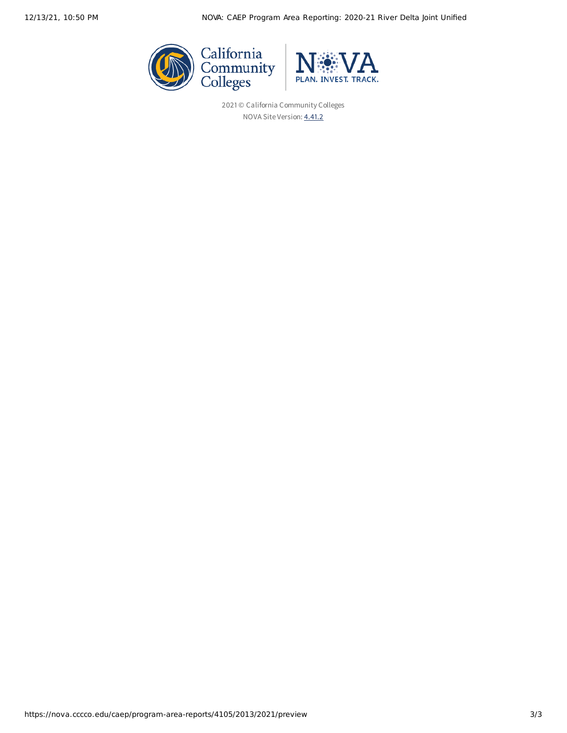2021 © California Community Colleges
NOVA Site Version: 4.41.2